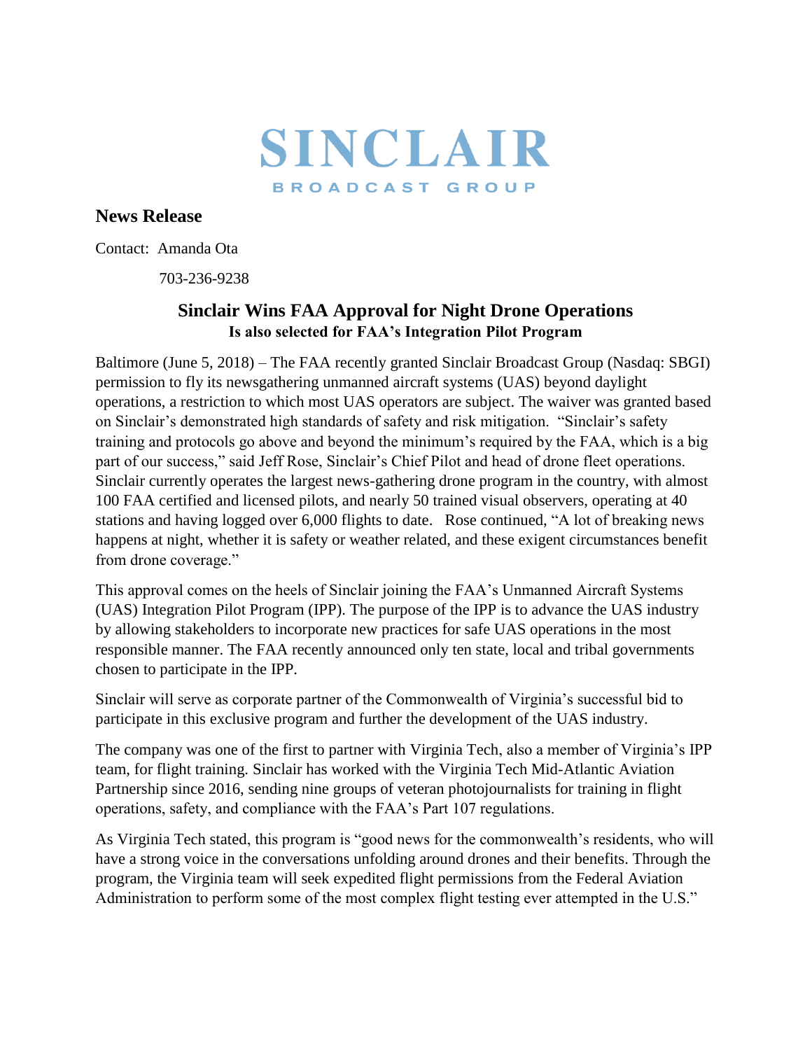# SINCLAIR

BROADCAST GROUP

## News Release

Contact: Amanda Ota

703-236-9238

### Sinclair Wins FAA Approval for Night Drone Operations

**Is also selected for FAA's Integration Pilot Program**

Baltimore (June 5, 2018) – The FAA recently granted Sinclair Broadcast Group (Nasdaq: SBGI) permission to fly its newsgathering unmanned aircraft systems (UAS) beyond daylight operations, a restriction to which most UAS operators are subject. The waiver was granted based on Sinclair's demonstrated high standards of safety and risk mitigation. "Sinclair's safety training and protocols go above and beyond the minimum's required by the FAA, which is a big part of our success," said Jeff Rose, Sinclair's Chief Pilot and head of drone fleet operations. Sinclair currently operates the largest news-gathering drone program in the country, with almost 100 FAA certified and licensed pilots, and nearly 50 trained visual observers, operating at 40 stations and having logged over 6,000 flights to date. Rose continued, "A lot of breaking news happens at night, whether it is safety or weather related, and these exigent circumstances benefit from drone coverage."

This approval comes on the heels of Sinclair joining the FAA's Unmanned Aircraft Systems (UAS) Integration Pilot Program (IPP). The purpose of the IPP is to advance the UAS industry by allowing stakeholders to incorporate new practices for safe UAS operations in the most responsible manner. The FAA recently announced only ten state, local and tribal governments chosen to participate in the IPP.

Sinclair will serve as corporate partner of the Commonwealth of Virginia's successful bid to participate in this exclusive program and further the development of the UAS industry.

The company was one of the first to partner with Virginia Tech, also a member of Virginia's IPP team, for flight training. Sinclair has worked with the Virginia Tech Mid-Atlantic Aviation Partnership since 2016, sending nine groups of veteran photojournalists for training in flight operations, safety, and compliance with the FAA's Part 107 regulations.

As Virginia Tech stated, this program is "good news for the commonwealth's residents, who will have a strong voice in the conversations unfolding around drones and their benefits. Through the program, the Virginia team will seek expedited flight permissions from the Federal Aviation Administration to perform some of the most complex flight testing ever attempted in the U.S."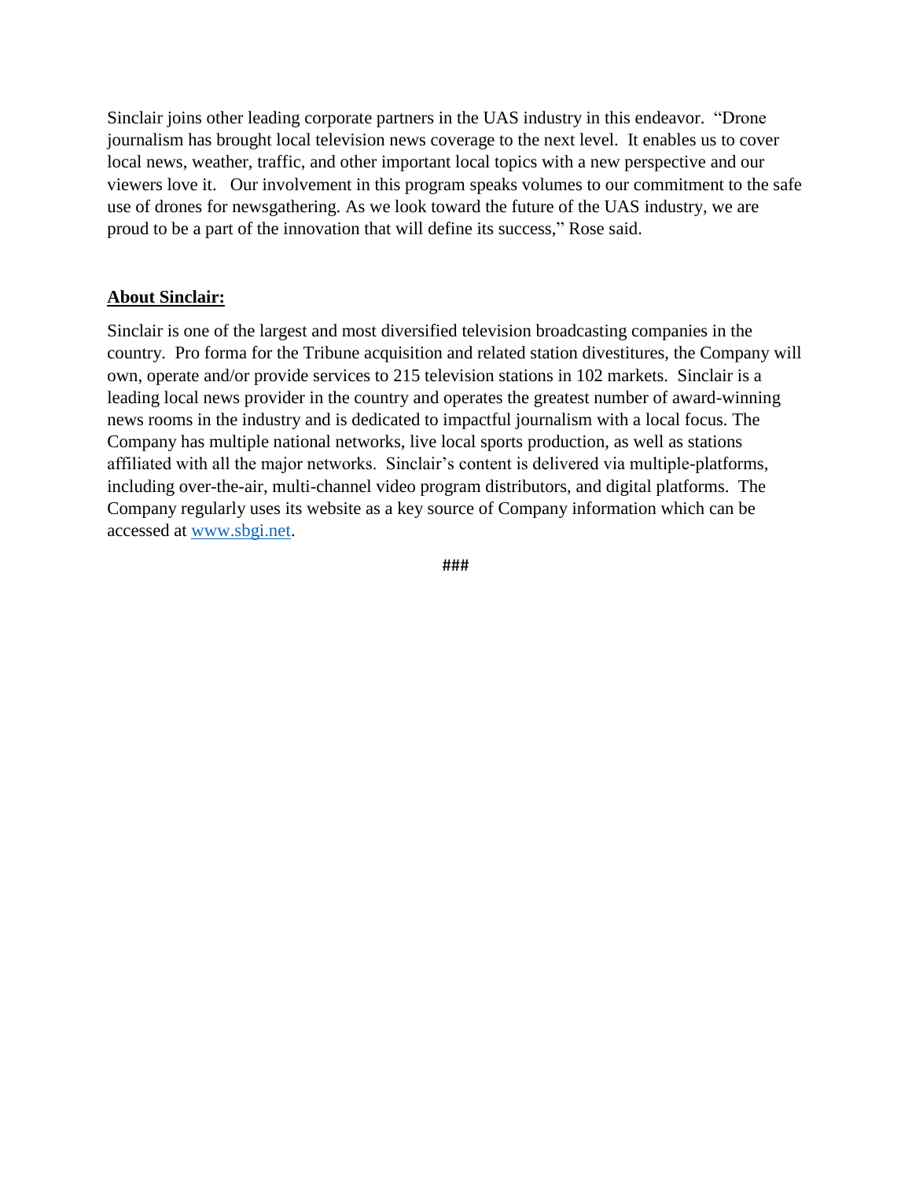Sinclair joins other leading corporate partners in the UAS industry in this endeavor. "Drone journalism has brought local television news coverage to the next level. It enables us to cover local news, weather, traffic, and other important local topics with a new perspective and our viewers love it. Our involvement in this program speaks volumes to our commitment to the safe use of drones for newsgathering. As we look toward the future of the UAS industry, we are proud to be a part of the innovation that will define its success," Rose said.

**About Sinclair:**

Sinclair is one of the largest and most diversified television broadcasting companies in the country. Pro forma for the Tribune acquisition and related station divestitures, the Company will own, operate and/or provide services to 215 television stations in 102 markets. Sinclair is a leading local news provider in the country and operates the greatest number of award-winning news rooms in the industry and is dedicated to impactful journalism with a local focus. The Company has multiple national networks, live local sports production, as well as stations affiliated with all the major networks. Sinclair's content is delivered via multiple-platforms, including over-the-air, multi-channel video program distributors, and digital platforms. The Company regularly uses its website as a key source of Company information which can be accessed at www.sbgi.net.

###